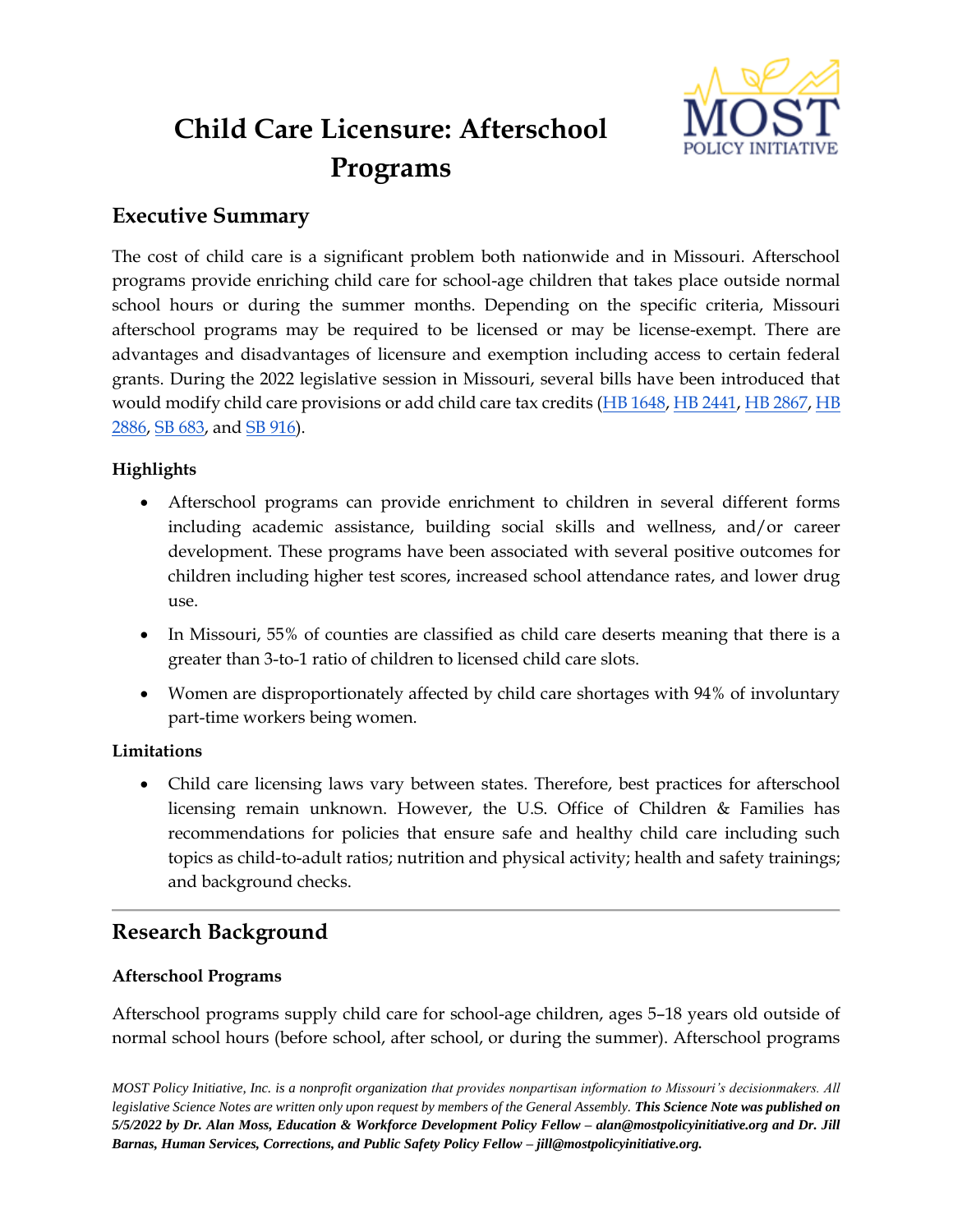# Child Care Licensure: Afterschool Programs

## Executive Summary

The cost of child care is a significant problem both nationwide and in Missouri. Afterschool programs provide enriching child care for school-age children that takes place outside normal school hours or during the summer months. Depending on the specific criteria, Missouri afterschool programs may be required to be licensed or may be license-exempt. There are advantages and disadvantages of licensure and exemption including access to certain federal grants. During the 2022 legislative session in Missouri, several bills have been introduced that would modify child care provisions or add child care tax credits (HB 1648, HB 2441, HB 2867, HB 2886, SB 683, and SB 916).

### Highlights

- Afterschool programs can provide enrichment to children in several different forms including academic assistance, building social skills and wellness, and/or career development. These programs have been associated with several positive outcomes for children including higher test scores, increased school attendance rates, and lower drug use.
- In Missouri, 55% of counties are classified as child care deserts meaning that there is a greater than 3-to-1 ratio of children to licensed child care slots.
- Women are disproportionately affected by child care shortages with 94% of involuntary part-time workers being women.

### Limitations

- Child care licensing laws vary between states. Therefore, best practices for afterschool licensing remain unknown. However, the U.S. Office of Children & Families has recommendations for policies that ensure safe and healthy child care including such topics as child-to-adult ratios; nutrition and physical activity; health and safety trainings; and background checks.

---

## Research Background

### Afterschool Programs

Afterschool programs supply child care for school-age children, ages 5–18 years old outside of normal school hours (before school, after school, or during the summer). Afterschool programs

*MOST Policy Initiative, Inc. is a nonprofit organization that provides nonpartisan information to Missouri's decisionmakers. All legislative Science Notes are written only upon request by members of the General Assembly.* ***This Science Note was published on 5/5/2022 by Dr. Alan Moss, Education & Workforce Development Policy Fellow – alan@mostpolicyinitiative.org and Dr. Jill Barnas, Human Services, Corrections, and Public Safety Policy Fellow – jill@mostpolicyinitiative.org.***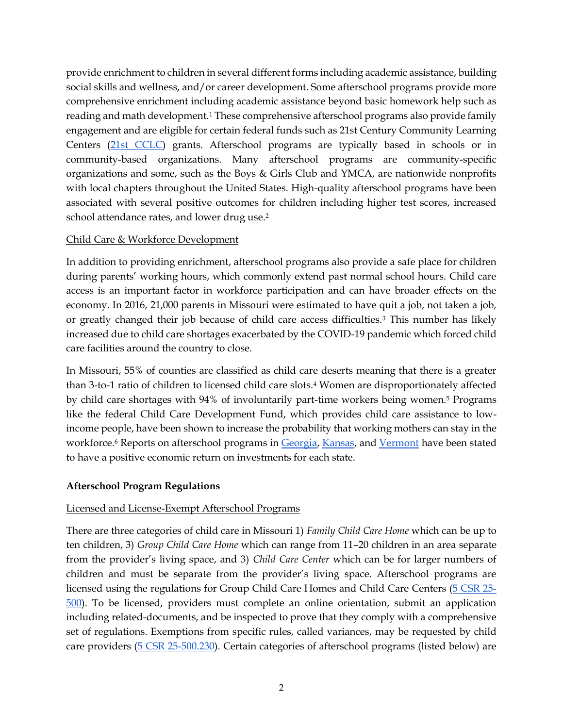provide enrichment to children in several different forms including academic assistance, building social skills and wellness, and/or career development. Some afterschool programs provide more comprehensive enrichment including academic assistance beyond basic homework help such as reading and math development.[1] These comprehensive afterschool programs also provide family engagement and are eligible for certain federal funds such as 21st Century Community Learning Centers (21st CCLC) grants. Afterschool programs are typically based in schools or in community-based organizations. Many afterschool programs are community-specific organizations and some, such as the Boys & Girls Club and YMCA, are nationwide nonprofits with local chapters throughout the United States. High-quality afterschool programs have been associated with several positive outcomes for children including higher test scores, increased school attendance rates, and lower drug use.[2]

Child Care & Workforce Development

In addition to providing enrichment, afterschool programs also provide a safe place for children during parents' working hours, which commonly extend past normal school hours. Child care access is an important factor in workforce participation and can have broader effects on the economy. In 2016, 21,000 parents in Missouri were estimated to have quit a job, not taken a job, or greatly changed their job because of child care access difficulties.[3] This number has likely increased due to child care shortages exacerbated by the COVID-19 pandemic which forced child care facilities around the country to close.

In Missouri, 55% of counties are classified as child care deserts meaning that there is a greater than 3-to-1 ratio of children to licensed child care slots.[4] Women are disproportionately affected by child care shortages with 94% of involuntarily part-time workers being women.[5] Programs like the federal Child Care Development Fund, which provides child care assistance to low-income people, have been shown to increase the probability that working mothers can stay in the workforce.[6] Reports on afterschool programs in Georgia, Kansas, and Vermont have been stated to have a positive economic return on investments for each state.

**Afterschool Program Regulations**

Licensed and License-Exempt Afterschool Programs

There are three categories of child care in Missouri 1) *Family Child Care Home* which can be up to ten children, 3) *Group Child Care Home* which can range from 11–20 children in an area separate from the provider's living space, and 3) *Child Care Center* which can be for larger numbers of children and must be separate from the provider's living space. Afterschool programs are licensed using the regulations for Group Child Care Homes and Child Care Centers (5 CSR 25-500). To be licensed, providers must complete an online orientation, submit an application including related-documents, and be inspected to prove that they comply with a comprehensive set of regulations. Exemptions from specific rules, called variances, may be requested by child care providers (5 CSR 25-500.230). Certain categories of afterschool programs (listed below) are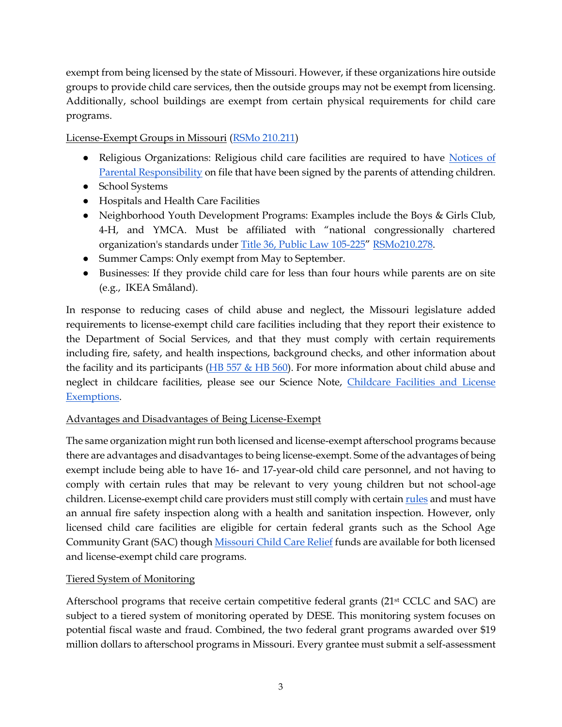exempt from being licensed by the state of Missouri. However, if these organizations hire outside groups to provide child care services, then the outside groups may not be exempt from licensing. Additionally, school buildings are exempt from certain physical requirements for child care programs.

License-Exempt Groups in Missouri (RSMo 210.211)

- Religious Organizations: Religious child care facilities are required to have Notices of Parental Responsibility on file that have been signed by the parents of attending children.
- School Systems
- Hospitals and Health Care Facilities
- Neighborhood Youth Development Programs: Examples include the Boys & Girls Club, 4-H, and YMCA. Must be affiliated with "national congressionally chartered organization's standards under Title 36, Public Law 105-225" RSMo210.278.
- Summer Camps: Only exempt from May to September.
- Businesses: If they provide child care for less than four hours while parents are on site (e.g., IKEA Småland).

In response to reducing cases of child abuse and neglect, the Missouri legislature added requirements to license-exempt child care facilities including that they report their existence to the Department of Social Services, and that they must comply with certain requirements including fire, safety, and health inspections, background checks, and other information about the facility and its participants (HB 557 & HB 560). For more information about child abuse and neglect in childcare facilities, please see our Science Note, Childcare Facilities and License Exemptions.

Advantages and Disadvantages of Being License-Exempt

The same organization might run both licensed and license-exempt afterschool programs because there are advantages and disadvantages to being license-exempt. Some of the advantages of being exempt include being able to have 16- and 17-year-old child care personnel, and not having to comply with certain rules that may be relevant to very young children but not school-age children. License-exempt child care providers must still comply with certain rules and must have an annual fire safety inspection along with a health and sanitation inspection. However, only licensed child care facilities are eligible for certain federal grants such as the School Age Community Grant (SAC) though Missouri Child Care Relief funds are available for both licensed and license-exempt child care programs.

Tiered System of Monitoring

Afterschool programs that receive certain competitive federal grants (21st CCLC and SAC) are subject to a tiered system of monitoring operated by DESE. This monitoring system focuses on potential fiscal waste and fraud. Combined, the two federal grant programs awarded over $19 million dollars to afterschool programs in Missouri. Every grantee must submit a self-assessment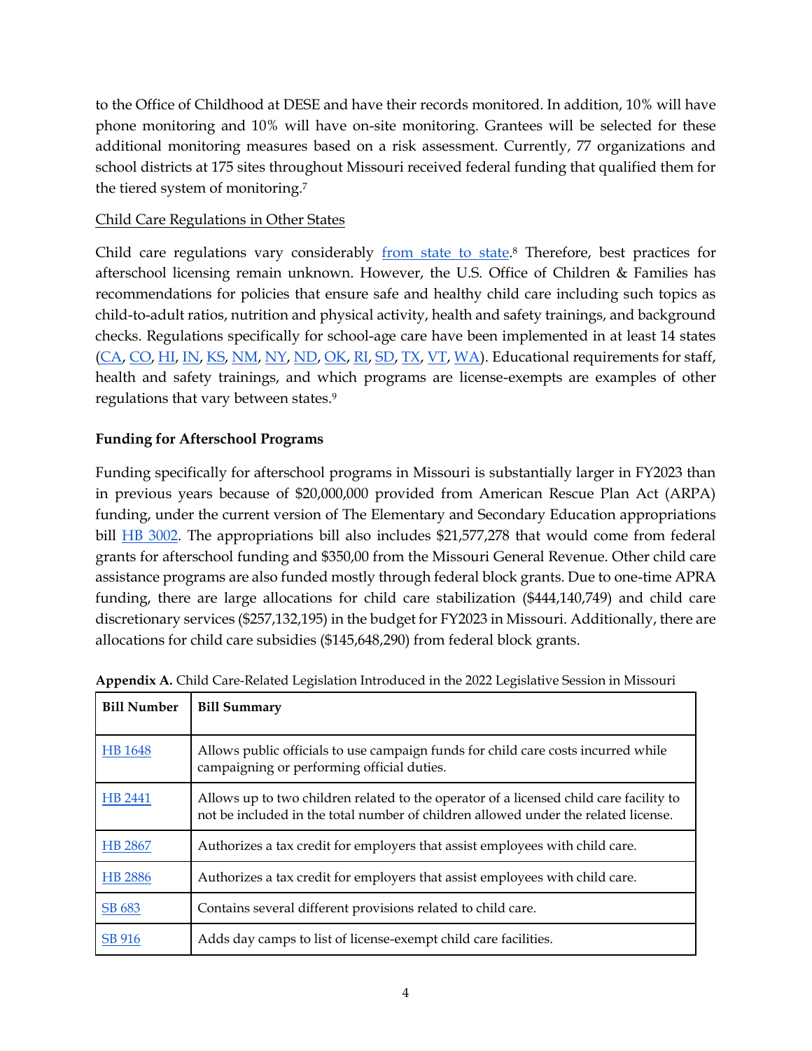to the Office of Childhood at DESE and have their records monitored. In addition, 10% will have phone monitoring and 10% will have on-site monitoring. Grantees will be selected for these additional monitoring measures based on a risk assessment. Currently, 77 organizations and school districts at 175 sites throughout Missouri received federal funding that qualified them for the tiered system of monitoring.[7]

Child Care Regulations in Other States

Child care regulations vary considerably from state to state.[8] Therefore, best practices for afterschool licensing remain unknown. However, the U.S. Office of Children & Families has recommendations for policies that ensure safe and healthy child care including such topics as child-to-adult ratios, nutrition and physical activity, health and safety trainings, and background checks. Regulations specifically for school-age care have been implemented in at least 14 states (CA, CO, HI, IN, KS, NM, NY, ND, OK, RI, SD, TX, VT, WA). Educational requirements for staff, health and safety trainings, and which programs are license-exempts are examples of other regulations that vary between states.[9]

**Funding for Afterschool Programs**

Funding specifically for afterschool programs in Missouri is substantially larger in FY2023 than in previous years because of $20,000,000 provided from American Rescue Plan Act (ARPA) funding, under the current version of The Elementary and Secondary Education appropriations bill HB 3002. The appropriations bill also includes $21,577,278 that would come from federal grants for afterschool funding and $350,00 from the Missouri General Revenue. Other child care assistance programs are also funded mostly through federal block grants. Due to one-time APRA funding, there are large allocations for child care stabilization ($444,140,749) and child care discretionary services ($257,132,195) in the budget for FY2023 in Missouri. Additionally, there are allocations for child care subsidies ($145,648,290) from federal block grants.

**Appendix A.** Child Care-Related Legislation Introduced in the 2022 Legislative Session in Missouri

| Bill Number | Bill Summary |
|---|---|
| HB 1648 | Allows public officials to use campaign funds for child care costs incurred while campaigning or performing official duties. |
| HB 2441 | Allows up to two children related to the operator of a licensed child care facility to not be included in the total number of children allowed under the related license. |
| HB 2867 | Authorizes a tax credit for employers that assist employees with child care. |
| HB 2886 | Authorizes a tax credit for employers that assist employees with child care. |
| SB 683 | Contains several different provisions related to child care. |
| SB 916 | Adds day camps to list of license-exempt child care facilities. |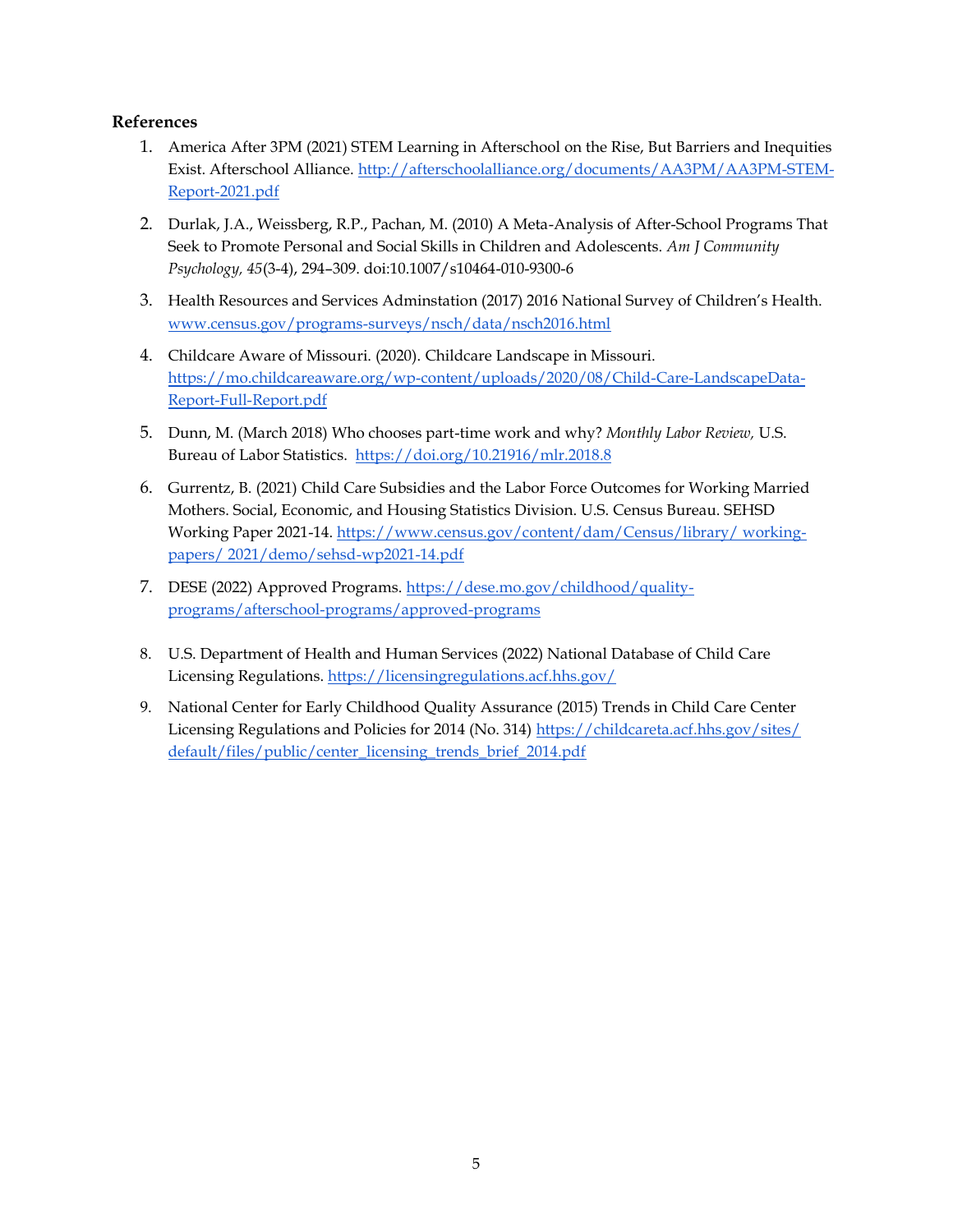**References**

1. America After 3PM (2021) STEM Learning in Afterschool on the Rise, But Barriers and Inequities Exist. Afterschool Alliance. http://afterschoolalliance.org/documents/AA3PM/AA3PM-STEM-Report-2021.pdf

2. Durlak, J.A., Weissberg, R.P., Pachan, M. (2010) A Meta-Analysis of After-School Programs That Seek to Promote Personal and Social Skills in Children and Adolescents. *Am J Community Psychology, 45*(3-4), 294–309. doi:10.1007/s10464-010-9300-6

3. Health Resources and Services Adminstation (2017) 2016 National Survey of Children's Health. www.census.gov/programs-surveys/nsch/data/nsch2016.html

4. Childcare Aware of Missouri. (2020). Childcare Landscape in Missouri. https://mo.childcareaware.org/wp-content/uploads/2020/08/Child-Care-LandscapeData-Report-Full-Report.pdf

5. Dunn, M. (March 2018) Who chooses part-time work and why? *Monthly Labor Review,* U.S. Bureau of Labor Statistics. https://doi.org/10.21916/mlr.2018.8

6. Gurrentz, B. (2021) Child Care Subsidies and the Labor Force Outcomes for Working Married Mothers. Social, Economic, and Housing Statistics Division. U.S. Census Bureau. SEHSD Working Paper 2021-14. https://www.census.gov/content/dam/Census/library/ working-papers/ 2021/demo/sehsd-wp2021-14.pdf

7. DESE (2022) Approved Programs. https://dese.mo.gov/childhood/quality-programs/afterschool-programs/approved-programs

8. U.S. Department of Health and Human Services (2022) National Database of Child Care Licensing Regulations. https://licensingregulations.acf.hhs.gov/

9. National Center for Early Childhood Quality Assurance (2015) Trends in Child Care Center Licensing Regulations and Policies for 2014 (No. 314) https://childcareta.acf.hhs.gov/sites/ default/files/public/center_licensing_trends_brief_2014.pdf